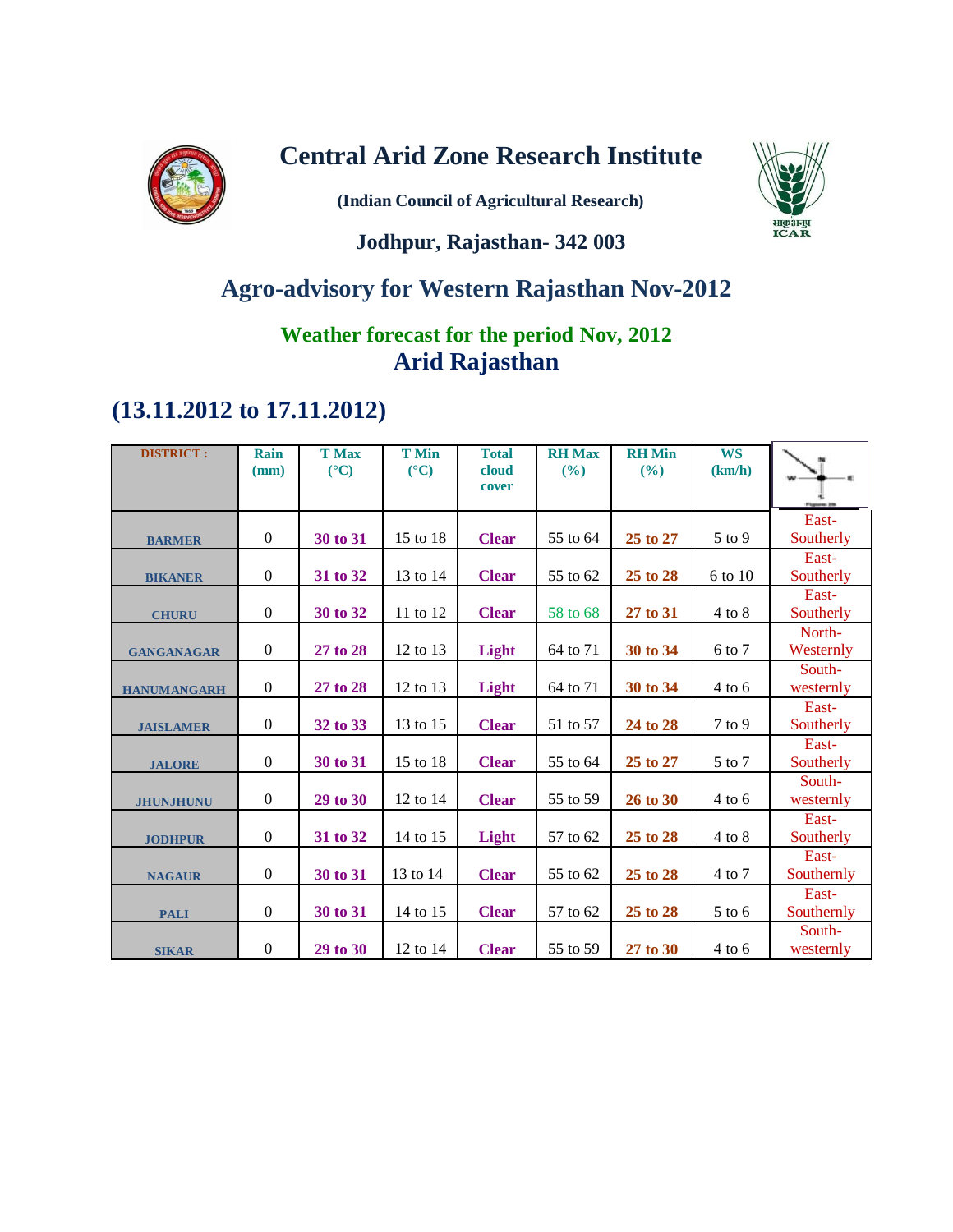# Central Arid Zone Research Institute

**(Indian Council of Agricultural Research)**

**Jodhpur, Rajasthan- 342 003**

## Agro-advisory for Western Rajasthan Nov-2012

### Weather forecast for the period Nov, 2012

### Arid Rajasthan

## (13.11.2012 to 17.11.2012)

| DISTRICT : | Rain (mm) | T Max (°C) | T Min (°C) | Total cloud cover | RH Max (%) | RH Min (%) | WS (km/h) | |
|---|---|---|---|---|---|---|---|---|
| BARMER | 0 | 30 to 31 | 15 to 18 | Clear | 55 to 64 | 25 to 27 | 5 to 9 | East-Southerly |
| BIKANER | 0 | 31 to 32 | 13 to 14 | Clear | 55 to 62 | 25 to 28 | 6 to 10 | East-Southerly |
| CHURU | 0 | 30 to 32 | 11 to 12 | Clear | 58 to 68 | 27 to 31 | 4 to 8 | East-Southerly |
| GANGANAGAR | 0 | 27 to 28 | 12 to 13 | Light | 64 to 71 | 30 to 34 | 6 to 7 | North-Westernly |
| HANUMANGARH | 0 | 27 to 28 | 12 to 13 | Light | 64 to 71 | 30 to 34 | 4 to 6 | South-westernly |
| JAISLAMER | 0 | 32 to 33 | 13 to 15 | Clear | 51 to 57 | 24 to 28 | 7 to 9 | East-Southerly |
| JALORE | 0 | 30 to 31 | 15 to 18 | Clear | 55 to 64 | 25 to 27 | 5 to 7 | East-Southerly |
| JHUNJHUNU | 0 | 29 to 30 | 12 to 14 | Clear | 55 to 59 | 26 to 30 | 4 to 6 | South-westernly |
| JODHPUR | 0 | 31 to 32 | 14 to 15 | Light | 57 to 62 | 25 to 28 | 4 to 8 | East-Southerly |
| NAGAUR | 0 | 30 to 31 | 13 to 14 | Clear | 55 to 62 | 25 to 28 | 4 to 7 | East-Southernly |
| PALI | 0 | 30 to 31 | 14 to 15 | Clear | 57 to 62 | 25 to 28 | 5 to 6 | East-Southernly |
| SIKAR | 0 | 29 to 30 | 12 to 14 | Clear | 55 to 59 | 27 to 30 | 4 to 6 | South-westernly |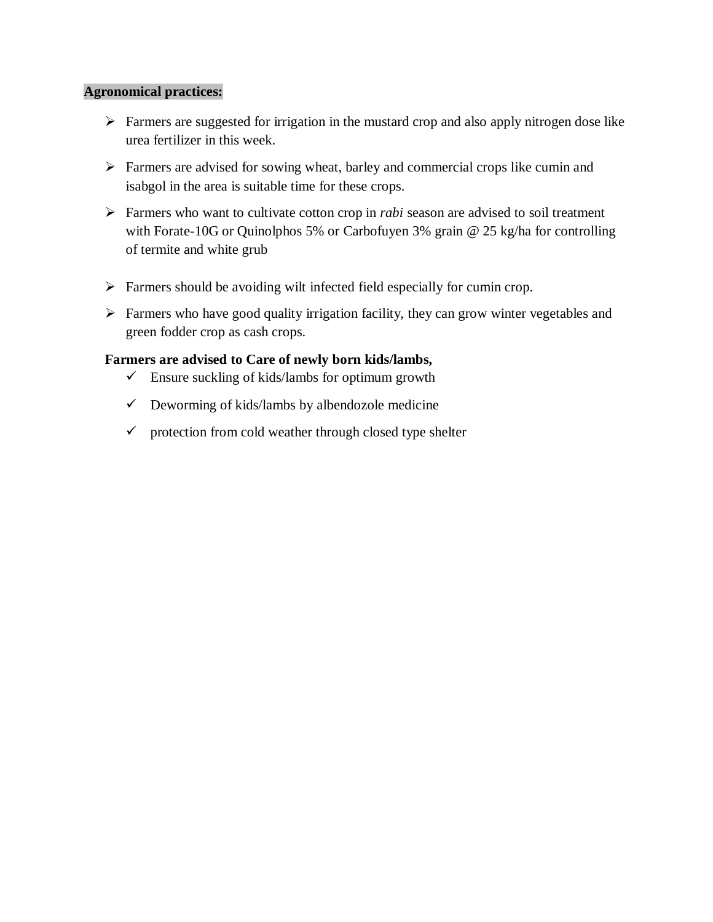**Agronomical practices:**

- Farmers are suggested for irrigation in the mustard crop and also apply nitrogen dose like urea fertilizer in this week.
- Farmers are advised for sowing wheat, barley and commercial crops like cumin and isabgol in the area is suitable time for these crops.
- Farmers who want to cultivate cotton crop in *rabi* season are advised to soil treatment with Forate-10G or Quinolphos 5% or Carbofuyen 3% grain @ 25 kg/ha for controlling of termite and white grub
- Farmers should be avoiding wilt infected field especially for cumin crop.
- Farmers who have good quality irrigation facility, they can grow winter vegetables and green fodder crop as cash crops.

**Farmers are advised to Care of newly born kids/lambs,**

- ✓ Ensure suckling of kids/lambs for optimum growth
- ✓ Deworming of kids/lambs by albendozole medicine
- ✓ protection from cold weather through closed type shelter